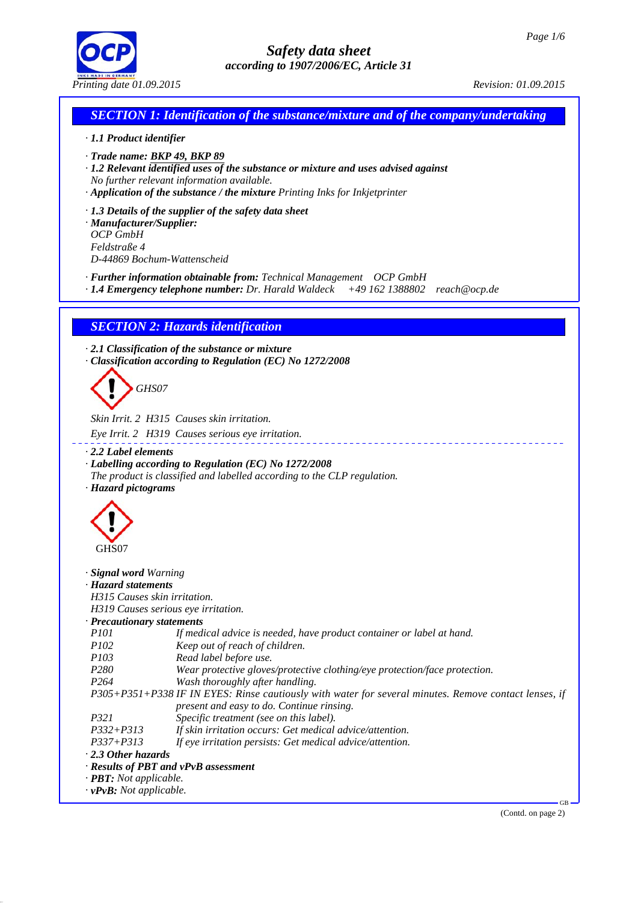# Safety data sheet
### according to 1907/2006/EC, Article 31

Printing date 01.09.2015 Revision: 01.09.2015

## SECTION 1: Identification of the substance/mixture and of the company/undertaking

· **1.1 Product identifier**

· **Trade name: BKP 49, BKP 89**

· **1.2 Relevant identified uses of the substance or mixture and uses advised against**
No further relevant information available.

· **Application of the substance / the mixture** Printing Inks for Inkjetprinter

· **1.3 Details of the supplier of the safety data sheet**

· **Manufacturer/Supplier:**
OCP GmbH
Feldstraße 4
D-44869 Bochum-Wattenscheid

· **Further information obtainable from:** Technical Management OCP GmbH

· **1.4 Emergency telephone number:** Dr. Harald Waldeck +49 162 1388802 reach@ocp.de

## SECTION 2: Hazards identification

· **2.1 Classification of the substance or mixture**

· **Classification according to Regulation (EC) No 1272/2008**

GHS07

Skin Irrit. 2 H315 Causes skin irritation.

Eye Irrit. 2 H319 Causes serious eye irritation.

· **2.2 Label elements**

· **Labelling according to Regulation (EC) No 1272/2008**
The product is classified and labelled according to the CLP regulation.

· **Hazard pictograms**

GHS07

· **Signal word** Warning

· **Hazard statements**
H315 Causes skin irritation.
H319 Causes serious eye irritation.

· **Precautionary statements**

| | |
|---|---|
| P101 | If medical advice is needed, have product container or label at hand. |
| P102 | Keep out of reach of children. |
| P103 | Read label before use. |
| P280 | Wear protective gloves/protective clothing/eye protection/face protection. |
| P264 | Wash thoroughly after handling. |
| P305+P351+P338 | IF IN EYES: Rinse cautiously with water for several minutes. Remove contact lenses, if present and easy to do. Continue rinsing. |
| P321 | Specific treatment (see on this label). |
| P332+P313 | If skin irritation occurs: Get medical advice/attention. |
| P337+P313 | If eye irritation persists: Get medical advice/attention. |

· **2.3 Other hazards**

· **Results of PBT and vPvB assessment**

· **PBT:** Not applicable.

· **vPvB:** Not applicable.

(Contd. on page 2)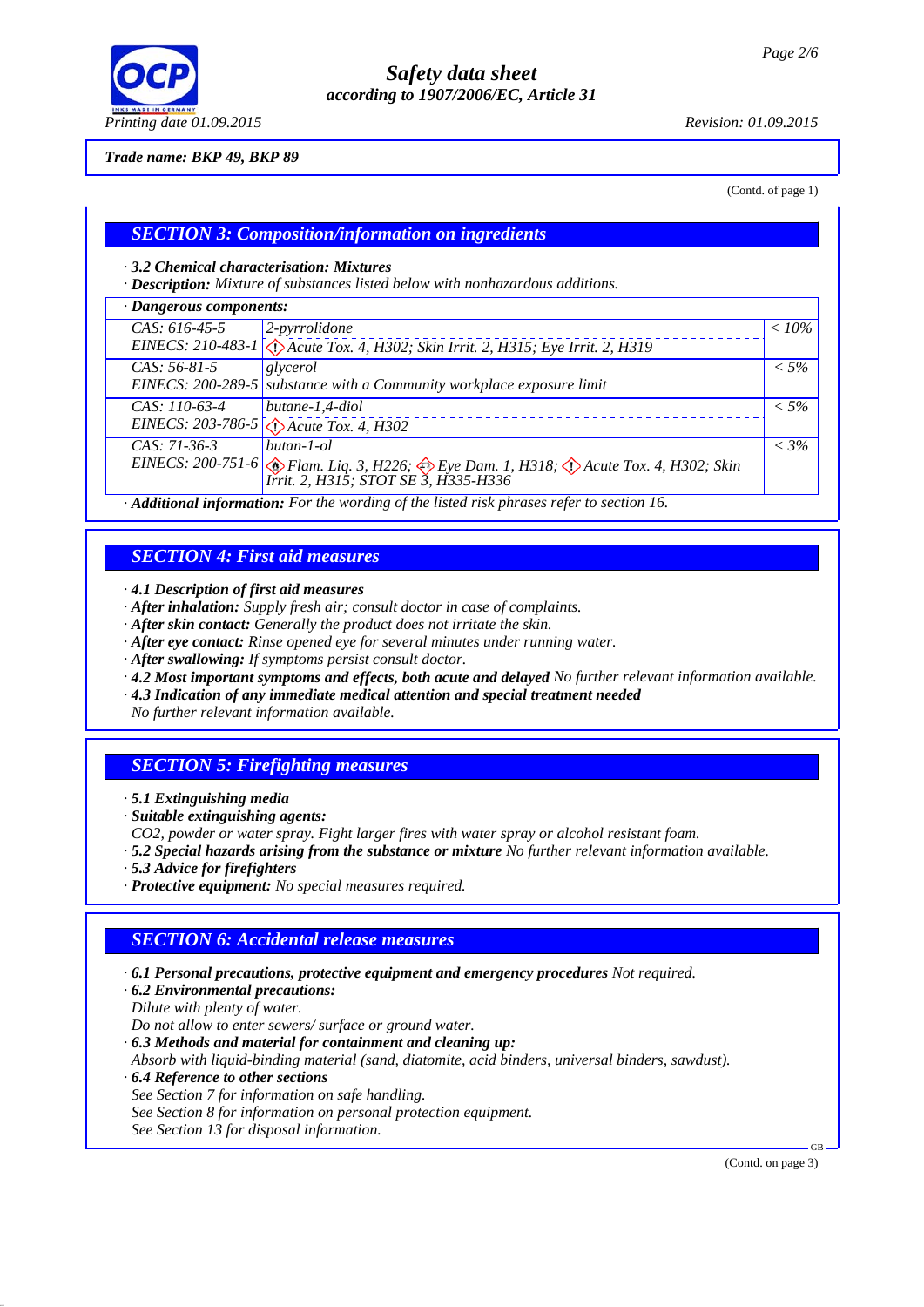Trade name: BKP 49, BKP 89

(Contd. of page 1)

## SECTION 3: Composition/information on ingredients

· **3.2 Chemical characterisation: Mixtures**
· **Description:** Mixture of substances listed below with nonhazardous additions.

| · Dangerous components: | | |
|---|---|---|
| CAS: 616-45-5<br>EINECS: 210-483-1 | 2-pyrrolidone<br>Acute Tox. 4, H302; Skin Irrit. 2, H315; Eye Irrit. 2, H319 | < 10% |
| CAS: 56-81-5<br>EINECS: 200-289-5 | glycerol<br>substance with a Community workplace exposure limit | < 5% |
| CAS: 110-63-4<br>EINECS: 203-786-5 | butane-1,4-diol<br>Acute Tox. 4, H302 | < 5% |
| CAS: 71-36-3<br>EINECS: 200-751-6 | butan-1-ol<br>Flam. Liq. 3, H226; Eye Dam. 1, H318; Acute Tox. 4, H302; Skin Irrit. 2, H315; STOT SE 3, H335-H336 | < 3% |

· **Additional information:** For the wording of the listed risk phrases refer to section 16.

## SECTION 4: First aid measures

· **4.1 Description of first aid measures**
· **After inhalation:** Supply fresh air; consult doctor in case of complaints.
· **After skin contact:** Generally the product does not irritate the skin.
· **After eye contact:** Rinse opened eye for several minutes under running water.
· **After swallowing:** If symptoms persist consult doctor.
· **4.2 Most important symptoms and effects, both acute and delayed** No further relevant information available.
· **4.3 Indication of any immediate medical attention and special treatment needed**
No further relevant information available.

## SECTION 5: Firefighting measures

· **5.1 Extinguishing media**
· **Suitable extinguishing agents:**
CO2, powder or water spray. Fight larger fires with water spray or alcohol resistant foam.
· **5.2 Special hazards arising from the substance or mixture** No further relevant information available.
· **5.3 Advice for firefighters**
· **Protective equipment:** No special measures required.

## SECTION 6: Accidental release measures

· **6.1 Personal precautions, protective equipment and emergency procedures** Not required.
· **6.2 Environmental precautions:**
Dilute with plenty of water.
Do not allow to enter sewers/ surface or ground water.
· **6.3 Methods and material for containment and cleaning up:**
Absorb with liquid-binding material (sand, diatomite, acid binders, universal binders, sawdust).
· **6.4 Reference to other sections**
See Section 7 for information on safe handling.
See Section 8 for information on personal protection equipment.
See Section 13 for disposal information.

(Contd. on page 3)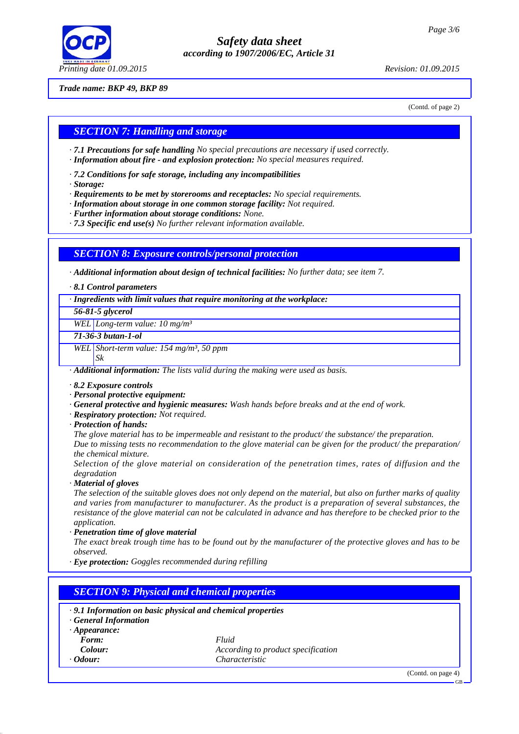Trade name: BKP 49, BKP 89

(Contd. of page 2)

## SECTION 7: Handling and storage

· **7.1 Precautions for safe handling** *No special precautions are necessary if used correctly.*
· **Information about fire - and explosion protection:** *No special measures required.*

· **7.2 Conditions for safe storage, including any incompatibilities**
· **Storage:**
· **Requirements to be met by storerooms and receptacles:** *No special requirements.*
· **Information about storage in one common storage facility:** *Not required.*
· **Further information about storage conditions:** *None.*
· **7.3 Specific end use(s)** *No further relevant information available.*

## SECTION 8: Exposure controls/personal protection

· **Additional information about design of technical facilities:** *No further data; see item 7.*

· **8.1 Control parameters**

| · Ingredients with limit values that require monitoring at the workplace: | |
|---|---|
| **56-81-5 glycerol** | |
| WEL | Long-term value: 10 mg/m³ |
| **71-36-3 butan-1-ol** | |
| WEL | Short-term value: 154 mg/m³, 50 ppm<br>Sk |

· **Additional information:** *The lists valid during the making were used as basis.*

· **8.2 Exposure controls**
· **Personal protective equipment:**
· **General protective and hygienic measures:** *Wash hands before breaks and at the end of work.*
· **Respiratory protection:** *Not required.*
· **Protection of hands:**
*The glove material has to be impermeable and resistant to the product/ the substance/ the preparation.*
*Due to missing tests no recommendation to the glove material can be given for the product/ the preparation/ the chemical mixture.*
*Selection of the glove material on consideration of the penetration times, rates of diffusion and the degradation*
· **Material of gloves**
*The selection of the suitable gloves does not only depend on the material, but also on further marks of quality and varies from manufacturer to manufacturer. As the product is a preparation of several substances, the resistance of the glove material can not be calculated in advance and has therefore to be checked prior to the application.*
· **Penetration time of glove material**
*The exact break trough time has to be found out by the manufacturer of the protective gloves and has to be observed.*
· **Eye protection:** *Goggles recommended during refilling*

## SECTION 9: Physical and chemical properties

· **9.1 Information on basic physical and chemical properties**
· **General Information**
· **Appearance:**

| | |
|---|---|
| **Form:** | *Fluid* |
| **Colour:** | *According to product specification* |
| · **Odour:** | *Characteristic* |

(Contd. on page 4)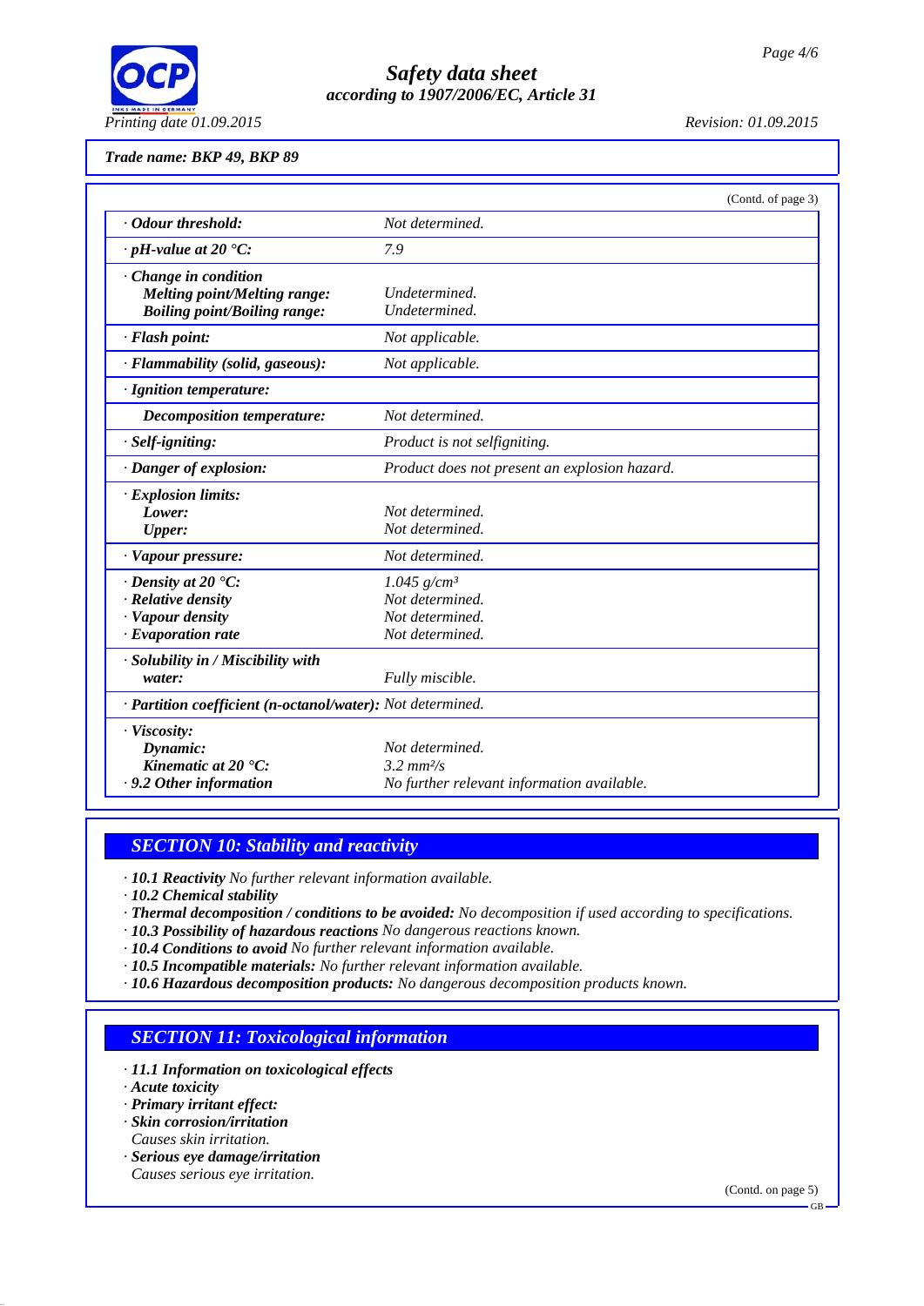Trade name: BKP 49, BKP 89

(Contd. of page 3)

| Property | Value |
|---|---|
| · **Odour threshold:** | Not determined. |
| · **pH-value at 20 °C:** | 7.9 |
| · **Change in condition** | |
| **Melting point/Melting range:** | Undetermined. |
| **Boiling point/Boiling range:** | Undetermined. |
| · **Flash point:** | Not applicable. |
| · **Flammability (solid, gaseous):** | Not applicable. |
| · **Ignition temperature:** | |
| **Decomposition temperature:** | Not determined. |
| · **Self-igniting:** | Product is not selfigniting. |
| · **Danger of explosion:** | Product does not present an explosion hazard. |
| · **Explosion limits:** | |
| **Lower:** | Not determined. |
| **Upper:** | Not determined. |
| · **Vapour pressure:** | Not determined. |
| · **Density at 20 °C:** | 1.045 $g/cm^3$ |
| · **Relative density** | Not determined. |
| · **Vapour density** | Not determined. |
| · **Evaporation rate** | Not determined. |
| · **Solubility in / Miscibility with water:** | Fully miscible. |
| · **Partition coefficient (n-octanol/water):** | Not determined. |
| · **Viscosity:** | |
| **Dynamic:** | Not determined. |
| **Kinematic at 20 °C:** | 3.2 $mm^2/s$ |
| · **9.2 Other information** | No further relevant information available. |

## SECTION 10: Stability and reactivity

- **10.1 Reactivity** No further relevant information available.
- **10.2 Chemical stability**
- **Thermal decomposition / conditions to be avoided:** No decomposition if used according to specifications.
- **10.3 Possibility of hazardous reactions** No dangerous reactions known.
- **10.4 Conditions to avoid** No further relevant information available.
- **10.5 Incompatible materials:** No further relevant information available.
- **10.6 Hazardous decomposition products:** No dangerous decomposition products known.

## SECTION 11: Toxicological information

- **11.1 Information on toxicological effects**
- **Acute toxicity**
- **Primary irritant effect:**
- **Skin corrosion/irritation**
  Causes skin irritation.
- **Serious eye damage/irritation**
  Causes serious eye irritation.

(Contd. on page 5)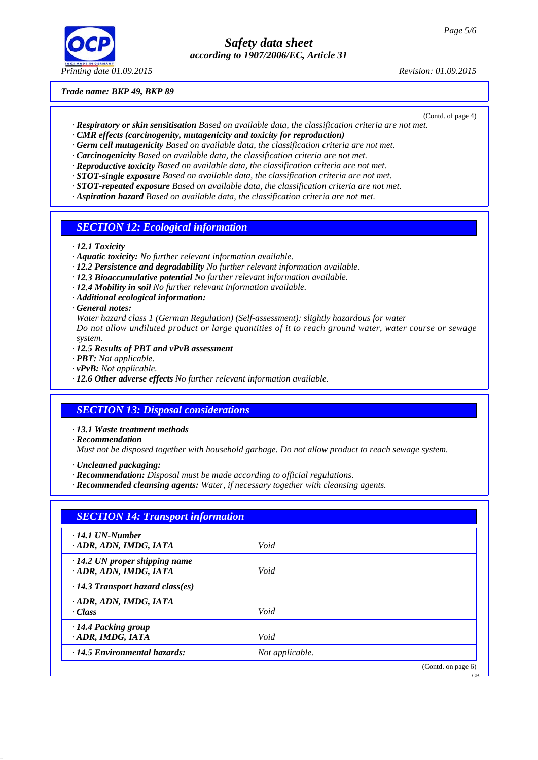**Trade name: BKP 49, BKP 89**

(Contd. of page 4)

· **Respiratory or skin sensitisation** Based on available data, the classification criteria are not met.
· **CMR effects (carcinogenity, mutagenicity and toxicity for reproduction)**
· **Germ cell mutagenicity** Based on available data, the classification criteria are not met.
· **Carcinogenicity** Based on available data, the classification criteria are not met.
· **Reproductive toxicity** Based on available data, the classification criteria are not met.
· **STOT-single exposure** Based on available data, the classification criteria are not met.
· **STOT-repeated exposure** Based on available data, the classification criteria are not met.
· **Aspiration hazard** Based on available data, the classification criteria are not met.

## SECTION 12: Ecological information

· **12.1 Toxicity**
· **Aquatic toxicity:** No further relevant information available.
· **12.2 Persistence and degradability** No further relevant information available.
· **12.3 Bioaccumulative potential** No further relevant information available.
· **12.4 Mobility in soil** No further relevant information available.
· **Additional ecological information:**
· **General notes:**
Water hazard class 1 (German Regulation) (Self-assessment): slightly hazardous for water
Do not allow undiluted product or large quantities of it to reach ground water, water course or sewage system.
· **12.5 Results of PBT and vPvB assessment**
· **PBT:** Not applicable.
· **vPvB:** Not applicable.
· **12.6 Other adverse effects** No further relevant information available.

## SECTION 13: Disposal considerations

· **13.1 Waste treatment methods**
· **Recommendation**
Must not be disposed together with household garbage. Do not allow product to reach sewage system.

· **Uncleaned packaging:**
· **Recommendation:** Disposal must be made according to official regulations.
· **Recommended cleansing agents:** Water, if necessary together with cleansing agents.

## SECTION 14: Transport information

| | |
|---|---|
| · **14.1 UN-Number**<br>· **ADR, ADN, IMDG, IATA** | Void |
| · **14.2 UN proper shipping name**<br>· **ADR, ADN, IMDG, IATA** | Void |
| · **14.3 Transport hazard class(es)**<br>· **ADR, ADN, IMDG, IATA**<br>· **Class** | Void |
| · **14.4 Packing group**<br>· **ADR, IMDG, IATA** | Void |
| · **14.5 Environmental hazards:** | Not applicable. |

(Contd. on page 6)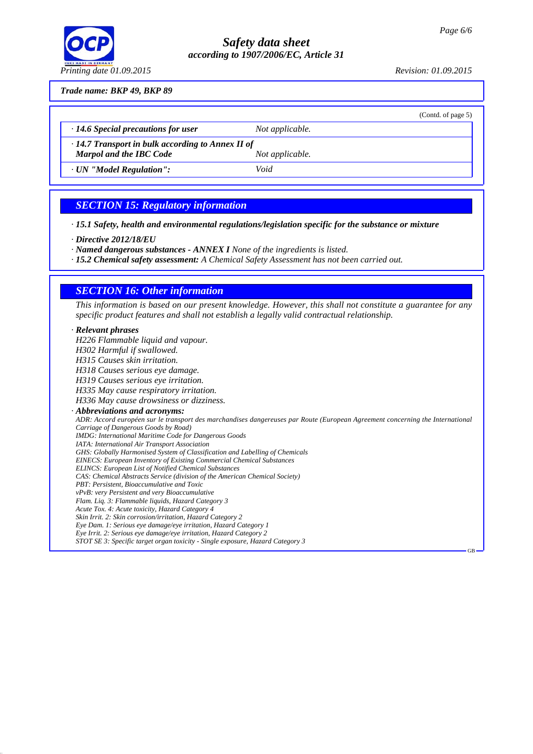Trade name: BKP 49, BKP 89

(Contd. of page 5)

| | |
|---|---|
| · **14.6 Special precautions for user** | Not applicable. |
| · **14.7 Transport in bulk according to Annex II of Marpol and the IBC Code** | Not applicable. |
| · **UN "Model Regulation":** | Void |

## SECTION 15: Regulatory information

· **15.1 Safety, health and environmental regulations/legislation specific for the substance or mixture**

· **Directive 2012/18/EU**
· **Named dangerous substances - ANNEX I** None of the ingredients is listed.
· **15.2 Chemical safety assessment:** A Chemical Safety Assessment has not been carried out.

## SECTION 16: Other information

This information is based on our present knowledge. However, this shall not constitute a guarantee for any specific product features and shall not establish a legally valid contractual relationship.

· **Relevant phrases**
H226 Flammable liquid and vapour.
H302 Harmful if swallowed.
H315 Causes skin irritation.
H318 Causes serious eye damage.
H319 Causes serious eye irritation.
H335 May cause respiratory irritation.
H336 May cause drowsiness or dizziness.

· **Abbreviations and acronyms:**
ADR: Accord européen sur le transport des marchandises dangereuses par Route (European Agreement concerning the International Carriage of Dangerous Goods by Road)
IMDG: International Maritime Code for Dangerous Goods
IATA: International Air Transport Association
GHS: Globally Harmonised System of Classification and Labelling of Chemicals
EINECS: European Inventory of Existing Commercial Chemical Substances
ELINCS: European List of Notified Chemical Substances
CAS: Chemical Abstracts Service (division of the American Chemical Society)
PBT: Persistent, Bioaccumulative and Toxic
vPvB: very Persistent and very Bioaccumulative
Flam. Liq. 3: Flammable liquids, Hazard Category 3
Acute Tox. 4: Acute toxicity, Hazard Category 4
Skin Irrit. 2: Skin corrosion/irritation, Hazard Category 2
Eye Dam. 1: Serious eye damage/eye irritation, Hazard Category 1
Eye Irrit. 2: Serious eye damage/eye irritation, Hazard Category 2
STOT SE 3: Specific target organ toxicity - Single exposure, Hazard Category 3